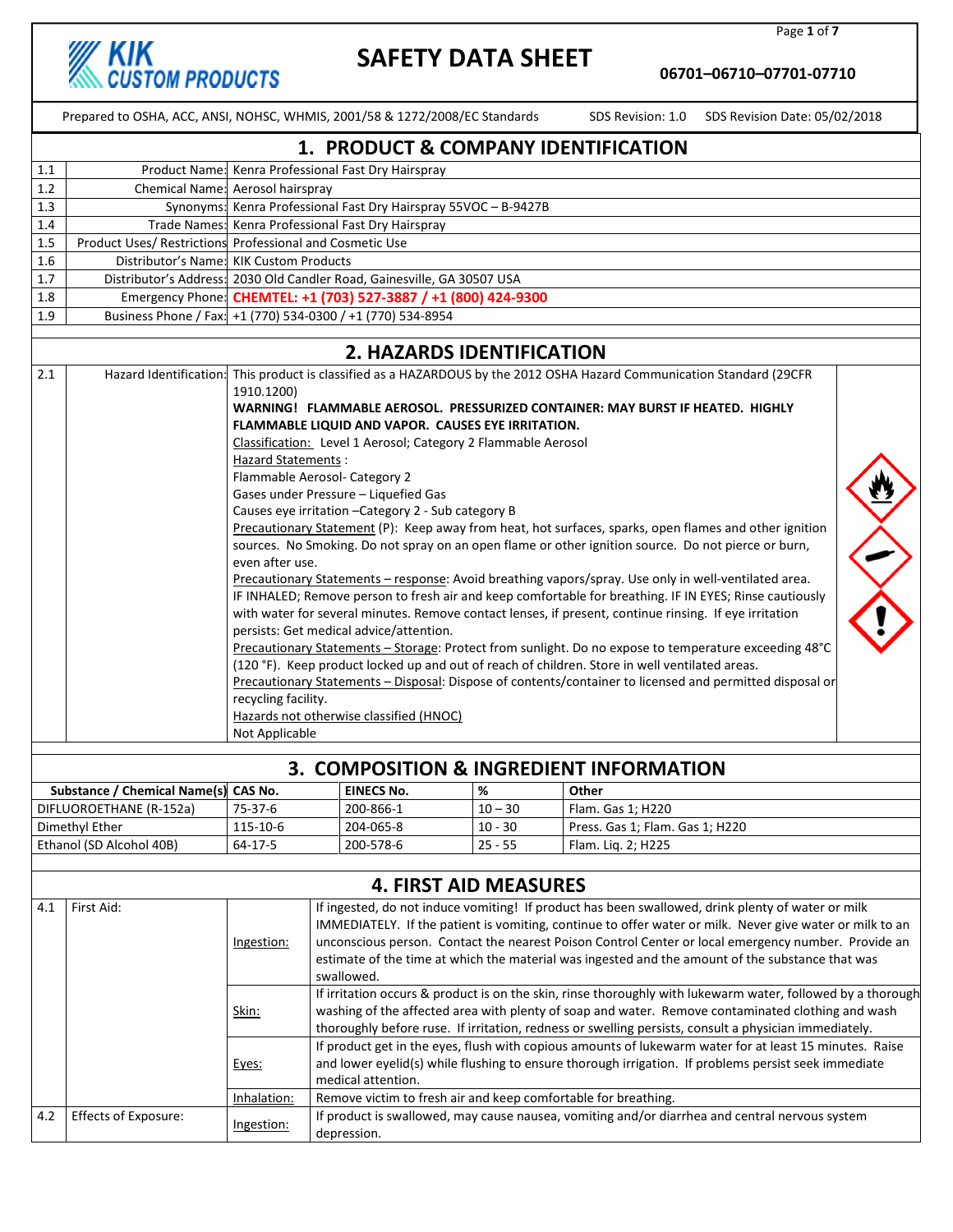KIK CUSTOM PRODUCTS

# SAFETY DATA SHEET

**06701–06710–07701-07710**

Prepared to OSHA, ACC, ANSI, NOHSC, WHMIS, 2001/58 & 1272/2008/EC Standards — SDS Revision: 1.0 — SDS Revision Date: 05/02/2018

## 1. PRODUCT & COMPANY IDENTIFICATION

| | | |
|---|---|---|
| 1.1 | Product Name: | Kenra Professional Fast Dry Hairspray |
| 1.2 | Chemical Name: | Aerosol hairspray |
| 1.3 | Synonyms: | Kenra Professional Fast Dry Hairspray 55VOC – B-9427B |
| 1.4 | Trade Names: | Kenra Professional Fast Dry Hairspray |
| 1.5 | Product Uses/ Restrictions | Professional and Cosmetic Use |
| 1.6 | Distributor's Name: | KIK Custom Products |
| 1.7 | Distributor's Address: | 2030 Old Candler Road, Gainesville, GA 30507 USA |
| 1.8 | Emergency Phone: | **CHEMTEL: +1 (703) 527-3887 / +1 (800) 424-9300** |
| 1.9 | Business Phone / Fax: | +1 (770) 534-0300 / +1 (770) 534-8954 |

## 2. HAZARDS IDENTIFICATION

**2.1 Hazard Identification:** This product is classified as a HAZARDOUS by the 2012 OSHA Hazard Communication Standard (29CFR 1910.1200)

**WARNING! FLAMMABLE AEROSOL. PRESSURIZED CONTAINER: MAY BURST IF HEATED. HIGHLY FLAMMABLE LIQUID AND VAPOR. CAUSES EYE IRRITATION.**

Classification: Level 1 Aerosol; Category 2 Flammable Aerosol

Hazard Statements :

Flammable Aerosol- Category 2

Gases under Pressure – Liquefied Gas

Causes eye irritation –Category 2 - Sub category B

Precautionary Statement (P): Keep away from heat, hot surfaces, sparks, open flames and other ignition sources. No Smoking. Do not spray on an open flame or other ignition source. Do not pierce or burn, even after use.

Precautionary Statements – response: Avoid breathing vapors/spray. Use only in well-ventilated area. IF INHALED; Remove person to fresh air and keep comfortable for breathing. IF IN EYES; Rinse cautiously with water for several minutes. Remove contact lenses, if present, continue rinsing. If eye irritation persists: Get medical advice/attention.

Precautionary Statements – Storage: Protect from sunlight. Do no expose to temperature exceeding 48°C (120 °F). Keep product locked up and out of reach of children. Store in well ventilated areas.

Precautionary Statements – Disposal: Dispose of contents/container to licensed and permitted disposal or recycling facility.

Hazards not otherwise classified (HNOC)

Not Applicable

## 3. COMPOSITION & INGREDIENT INFORMATION

| Substance / Chemical Name(s) | CAS No. | EINECS No. | % | Other |
|---|---|---|---|---|
| DIFLUOROETHANE (R-152a) | 75-37-6 | 200-866-1 | 10 – 30 | Flam. Gas 1; H220 |
| Dimethyl Ether | 115-10-6 | 204-065-8 | 10 - 30 | Press. Gas 1; Flam. Gas 1; H220 |
| Ethanol (SD Alcohol 40B) | 64-17-5 | 200-578-6 | 25 - 55 | Flam. Liq. 2; H225 |

## 4. FIRST AID MEASURES

| | | | |
|---|---|---|---|
| 4.1 | First Aid: | Ingestion: | If ingested, do not induce vomiting! If product has been swallowed, drink plenty of water or milk IMMEDIATELY. If the patient is vomiting, continue to offer water or milk. Never give water or milk to an unconscious person. Contact the nearest Poison Control Center or local emergency number. Provide an estimate of the time at which the material was ingested and the amount of the substance that was swallowed. |
| | | Skin: | If irritation occurs & product is on the skin, rinse thoroughly with lukewarm water, followed by a thorough washing of the affected area with plenty of soap and water. Remove contaminated clothing and wash thoroughly before ruse. If irritation, redness or swelling persists, consult a physician immediately. |
| | | Eyes: | If product get in the eyes, flush with copious amounts of lukewarm water for at least 15 minutes. Raise and lower eyelid(s) while flushing to ensure thorough irrigation. If problems persist seek immediate medical attention. |
| | | Inhalation: | Remove victim to fresh air and keep comfortable for breathing. |
| 4.2 | Effects of Exposure: | Ingestion: | If product is swallowed, may cause nausea, vomiting and/or diarrhea and central nervous system depression. |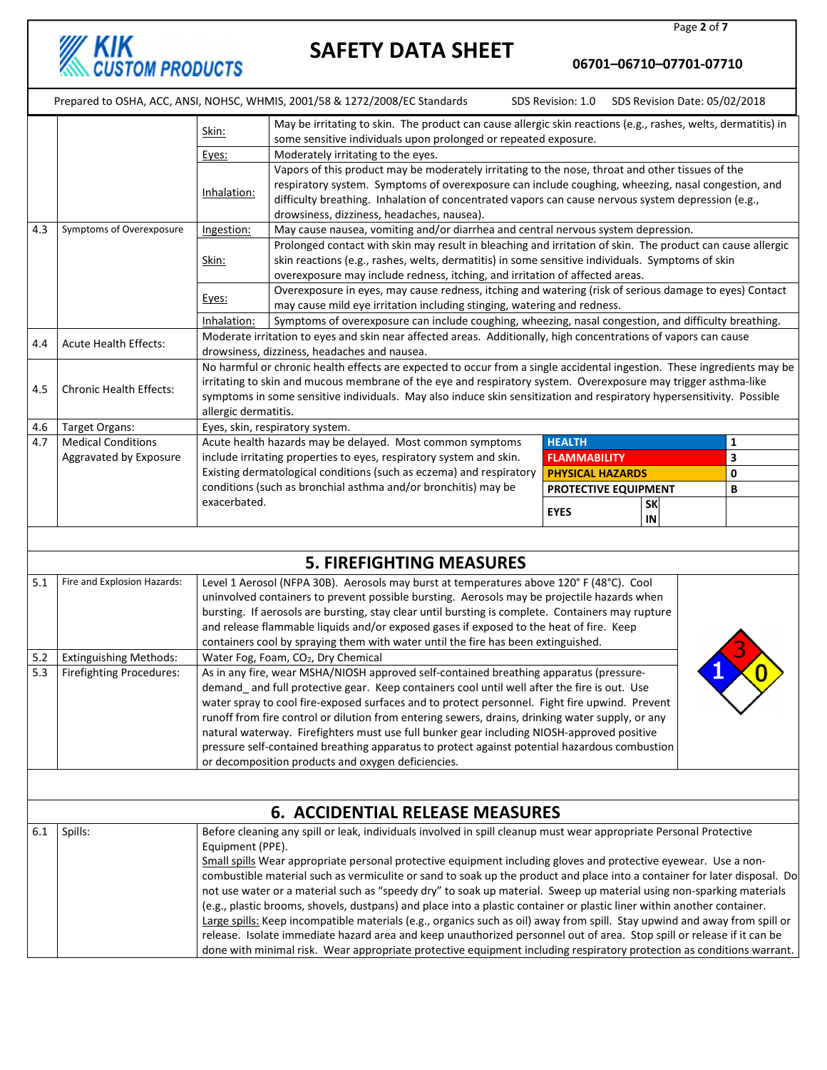| | | | |
|---|---|---|---|
| | | Skin: | May be irritating to skin. The product can cause allergic skin reactions (e.g., rashes, welts, dermatitis) in some sensitive individuals upon prolonged or repeated exposure. |
| | | Eyes: | Moderately irritating to the eyes. |
| | | Inhalation: | Vapors of this product may be moderately irritating to the nose, throat and other tissues of the respiratory system. Symptoms of overexposure can include coughing, wheezing, nasal congestion, and difficulty breathing. Inhalation of concentrated vapors can cause nervous system depression (e.g., drowsiness, dizziness, headaches, nausea). |
| 4.3 | Symptoms of Overexposure | Ingestion: | May cause nausea, vomiting and/or diarrhea and central nervous system depression. |
| | | Skin: | Prolonged contact with skin may result in bleaching and irritation of skin. The product can cause allergic skin reactions (e.g., rashes, welts, dermatitis) in some sensitive individuals. Symptoms of skin overexposure may include redness, itching, and irritation of affected areas. |
| | | Eyes: | Overexposure in eyes, may cause redness, itching and watering (risk of serious damage to eyes) Contact may cause mild eye irritation including stinging, watering and redness. |
| | | Inhalation: | Symptoms of overexposure can include coughing, wheezing, nasal congestion, and difficulty breathing. |
| 4.4 | Acute Health Effects: | Moderate irritation to eyes and skin near affected areas. Additionally, high concentrations of vapors can cause drowsiness, dizziness, headaches and nausea. | |
| 4.5 | Chronic Health Effects: | No harmful or chronic health effects are expected to occur from a single accidental ingestion. These ingredients may be irritating to skin and mucous membrane of the eye and respiratory system. Overexposure may trigger asthma-like symptoms in some sensitive individuals. May also induce skin sensitization and respiratory hypersensitivity. Possible allergic dermatitis. | |
| 4.6 | Target Organs: | Eyes, skin, respiratory system. | |
| 4.7 | Medical Conditions Aggravated by Exposure | Acute health hazards may be delayed. Most common symptoms include irritating properties to eyes, respiratory system and skin. Existing dermatological conditions (such as eczema) and respiratory conditions (such as bronchial asthma and/or bronchitis) may be exacerbated. | |

| HMIS | |
|---|---|
| HEALTH | 1 |
| FLAMMABILITY | 3 |
| PHYSICAL HAZARDS | 0 |
| PROTECTIVE EQUIPMENT | B |
| EYES | SKIN |

## 5. FIREFIGHTING MEASURES

| | | |
|---|---|---|
| 5.1 | Fire and Explosion Hazards: | Level 1 Aerosol (NFPA 30B). Aerosols may burst at temperatures above 120° F (48°C). Cool uninvolved containers to prevent possible bursting. Aerosols may be projectile hazards when bursting. If aerosols are bursting, stay clear until bursting is complete. Containers may rupture and release flammable liquids and/or exposed gases if exposed to the heat of fire. Keep containers cool by spraying them with water until the fire has been extinguished. |
| 5.2 | Extinguishing Methods: | Water Fog, Foam, $CO_2$, Dry Chemical |
| 5.3 | Firefighting Procedures: | As in any fire, wear MSHA/NIOSH approved self-contained breathing apparatus (pressure-demand_ and full protective gear. Keep containers cool until well after the fire is out. Use water spray to cool fire-exposed surfaces and to protect personnel. Fight fire upwind. Prevent runoff from fire control or dilution from entering sewers, drains, drinking water supply, or any natural waterway. Firefighters must use full bunker gear including NIOSH-approved positive pressure self-contained breathing apparatus to protect against potential hazardous combustion or decomposition products and oxygen deficiencies. |

NFPA: Health 1, Flammability 3, Instability 0

## 6. ACCIDENTIAL RELEASE MEASURES

| | | |
|---|---|---|
| 6.1 | Spills: | Before cleaning any spill or leak, individuals involved in spill cleanup must wear appropriate Personal Protective Equipment (PPE).<br>Small spills Wear appropriate personal protective equipment including gloves and protective eyewear. Use a non-combustible material such as vermiculite or sand to soak up the product and place into a container for later disposal. Do not use water or a material such as "speedy dry" to soak up material. Sweep up material using non-sparking materials (e.g., plastic brooms, shovels, dustpans) and place into a plastic container or plastic liner within another container.<br>Large spills: Keep incompatible materials (e.g., organics such as oil) away from spill. Stay upwind and away from spill or release. Isolate immediate hazard area and keep unauthorized personnel out of area. Stop spill or release if it can be done with minimal risk. Wear appropriate protective equipment including respiratory protection as conditions warrant. |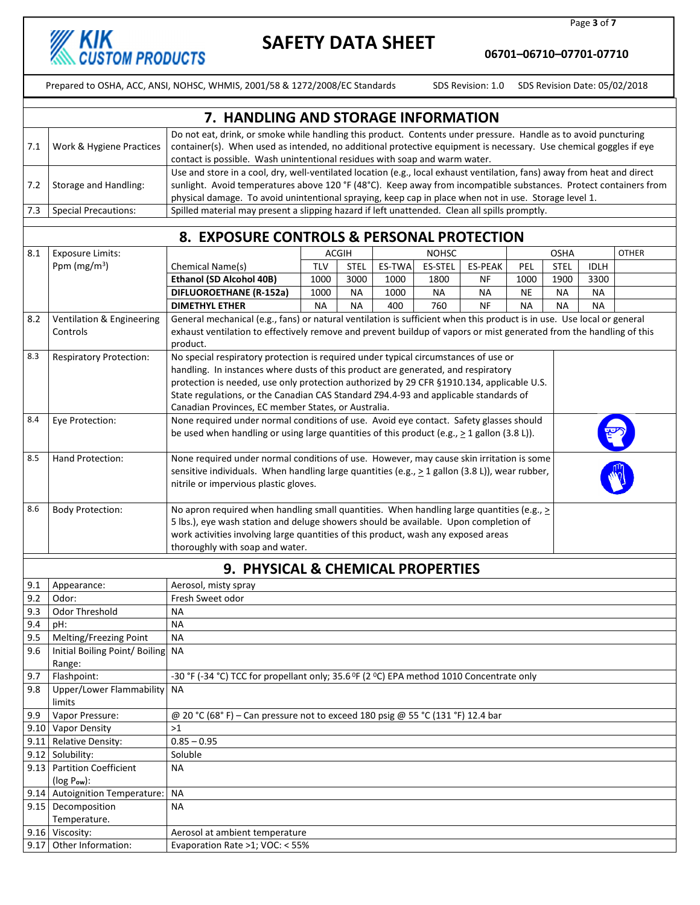## 7. HANDLING AND STORAGE INFORMATION

| | | |
|---|---|---|
| 7.1 | Work & Hygiene Practices | Do not eat, drink, or smoke while handling this product. Contents under pressure. Handle as to avoid puncturing container(s). When used as intended, no additional protective equipment is necessary. Use chemical goggles if eye contact is possible. Wash unintentional residues with soap and warm water. |
| 7.2 | Storage and Handling: | Use and store in a cool, dry, well-ventilated location (e.g., local exhaust ventilation, fans) away from heat and direct sunlight. Avoid temperatures above 120 °F (48°C). Keep away from incompatible substances. Protect containers from physical damage. To avoid unintentional spraying, keep cap in place when not in use. Storage level 1. |
| 7.3 | Special Precautions: | Spilled material may present a slipping hazard if left unattended. Clean all spills promptly. |

## 8. EXPOSURE CONTROLS & PERSONAL PROTECTION

8.1 Exposure Limits: Ppm (mg/m$^3$)

| Chemical Name(s) | ACGIH | | NOHSC | | | OSHA | | | OTHER |
|---|---|---|---|---|---|---|---|---|---|
| | TLV | STEL | ES-TWA | ES-STEL | ES-PEAK | PEL | STEL | IDLH | |
| **Ethanol (SD Alcohol 40B)** | 1000 | 3000 | 1000 | 1800 | NF | 1000 | 1900 | 3300 | |
| **DIFLUOROETHANE (R-152a)** | 1000 | NA | 1000 | NA | NA | NE | NA | NA | |
| **DIMETHYL ETHER** | NA | NA | 400 | 760 | NF | NA | NA | NA | |

| | | |
|---|---|---|
| 8.2 | Ventilation & Engineering Controls | General mechanical (e.g., fans) or natural ventilation is sufficient when this product is in use. Use local or general exhaust ventilation to effectively remove and prevent buildup of vapors or mist generated from the handling of this product. |
| 8.3 | Respiratory Protection: | No special respiratory protection is required under typical circumstances of use or handling. In instances where dusts of this product are generated, and respiratory protection is needed, use only protection authorized by 29 CFR §1910.134, applicable U.S. State regulations, or the Canadian CAS Standard Z94.4-93 and applicable standards of Canadian Provinces, EC member States, or Australia. |
| 8.4 | Eye Protection: | None required under normal conditions of use. Avoid eye contact. Safety glasses should be used when handling or using large quantities of this product (e.g., ≥ 1 gallon (3.8 L)). |
| 8.5 | Hand Protection: | None required under normal conditions of use. However, may cause skin irritation is some sensitive individuals. When handling large quantities (e.g., ≥ 1 gallon (3.8 L)), wear rubber, nitrile or impervious plastic gloves. |
| 8.6 | Body Protection: | No apron required when handling small quantities. When handling large quantities (e.g., ≥ 5 lbs.), eye wash station and deluge showers should be available. Upon completion of work activities involving large quantities of this product, wash any exposed areas thoroughly with soap and water. |

## 9. PHYSICAL & CHEMICAL PROPERTIES

| | | |
|---|---|---|
| 9.1 | Appearance: | Aerosol, misty spray |
| 9.2 | Odor: | Fresh Sweet odor |
| 9.3 | Odor Threshold | NA |
| 9.4 | pH: | NA |
| 9.5 | Melting/Freezing Point | NA |
| 9.6 | Initial Boiling Point/ Boiling Range: | NA |
| 9.7 | Flashpoint: | -30 °F (-34 °C) TCC for propellant only; 35.6 ºF (2 ºC) EPA method 1010 Concentrate only |
| 9.8 | Upper/Lower Flammability limits | NA |
| 9.9 | Vapor Pressure: | @ 20 °C (68° F) – Can pressure not to exceed 180 psig @ 55 °C (131 °F) 12.4 bar |
| 9.10 | Vapor Density | >1 |
| 9.11 | Relative Density: | 0.85 – 0.95 |
| 9.12 | Solubility: | Soluble |
| 9.13 | Partition Coefficient (log $P_{ow}$): | NA |
| 9.14 | Autoignition Temperature: | NA |
| 9.15 | Decomposition Temperature. | NA |
| 9.16 | Viscosity: | Aerosol at ambient temperature |
| 9.17 | Other Information: | Evaporation Rate >1; VOC: < 55% |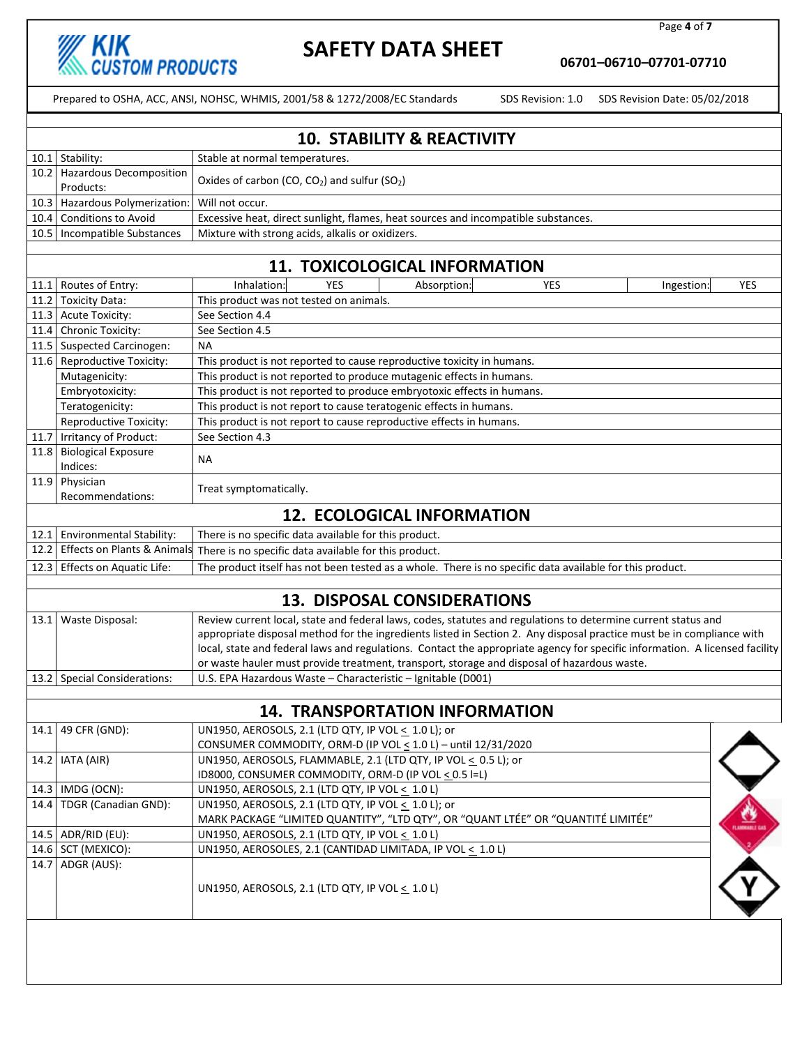## 10. STABILITY & REACTIVITY

| | | |
|---|---|---|
| 10.1 | Stability: | Stable at normal temperatures. |
| 10.2 | Hazardous Decomposition Products: | Oxides of carbon (CO, $CO_2$) and sulfur ($SO_2$) |
| 10.3 | Hazardous Polymerization: | Will not occur. |
| 10.4 | Conditions to Avoid | Excessive heat, direct sunlight, flames, heat sources and incompatible substances. |
| 10.5 | Incompatible Substances | Mixture with strong acids, alkalis or oxidizers. |

## 11. TOXICOLOGICAL INFORMATION

| | | | | | | | |
|---|---|---|---|---|---|---|---|
| 11.1 | Routes of Entry: | Inhalation: | YES | Absorption: | YES | Ingestion: | YES |
| 11.2 | Toxicity Data: | This product was not tested on animals. | | | | | |
| 11.3 | Acute Toxicity: | See Section 4.4 | | | | | |
| 11.4 | Chronic Toxicity: | See Section 4.5 | | | | | |
| 11.5 | Suspected Carcinogen: | NA | | | | | |
| 11.6 | Reproductive Toxicity: | This product is not reported to cause reproductive toxicity in humans. | | | | | |
| | Mutagenicity: | This product is not reported to produce mutagenic effects in humans. | | | | | |
| | Embryotoxicity: | This product is not reported to produce embryotoxic effects in humans. | | | | | |
| | Teratogenicity: | This product is not report to cause teratogenic effects in humans. | | | | | |
| | Reproductive Toxicity: | This product is not report to cause reproductive effects in humans. | | | | | |
| 11.7 | Irritancy of Product: | See Section 4.3 | | | | | |
| 11.8 | Biological Exposure Indices: | NA | | | | | |
| 11.9 | Physician Recommendations: | Treat symptomatically. | | | | | |

## 12. ECOLOGICAL INFORMATION

| | | |
|---|---|---|
| 12.1 | Environmental Stability: | There is no specific data available for this product. |
| 12.2 | Effects on Plants & Animals | There is no specific data available for this product. |
| 12.3 | Effects on Aquatic Life: | The product itself has not been tested as a whole. There is no specific data available for this product. |

## 13. DISPOSAL CONSIDERATIONS

| | | |
|---|---|---|
| 13.1 | Waste Disposal: | Review current local, state and federal laws, codes, statutes and regulations to determine current status and appropriate disposal method for the ingredients listed in Section 2. Any disposal practice must be in compliance with local, state and federal laws and regulations. Contact the appropriate agency for specific information. A licensed facility or waste hauler must provide treatment, transport, storage and disposal of hazardous waste. |
| 13.2 | Special Considerations: | U.S. EPA Hazardous Waste – Characteristic – Ignitable (D001) |

## 14. TRANSPORTATION INFORMATION

| | | |
|---|---|---|
| 14.1 | 49 CFR (GND): | UN1950, AEROSOLS, 2.1 (LTD QTY, IP VOL ≤ 1.0 L); or CONSUMER COMMODITY, ORM-D (IP VOL ≤ 1.0 L) – until 12/31/2020 |
| 14.2 | IATA (AIR) | UN1950, AEROSOLS, FLAMMABLE, 2.1 (LTD QTY, IP VOL ≤ 0.5 L); or ID8000, CONSUMER COMMODITY, ORM-D (IP VOL ≤ 0.5 l=L) |
| 14.3 | IMDG (OCN): | UN1950, AEROSOLS, 2.1 (LTD QTY, IP VOL ≤ 1.0 L) |
| 14.4 | TDGR (Canadian GND): | UN1950, AEROSOLS, 2.1 (LTD QTY, IP VOL ≤ 1.0 L); or MARK PACKAGE "LIMITED QUANTITY", "LTD QTY", OR "QUANT LTÉE" OR "QUANTITÉ LIMITÉE" |
| 14.5 | ADR/RID (EU): | UN1950, AEROSOLS, 2.1 (LTD QTY, IP VOL ≤ 1.0 L) |
| 14.6 | SCT (MEXICO): | UN1950, AEROSOLES, 2.1 (CANTIDAD LIMITADA, IP VOL ≤ 1.0 L) |
| 14.7 | ADGR (AUS): | UN1950, AEROSOLS, 2.1 (LTD QTY, IP VOL ≤ 1.0 L) |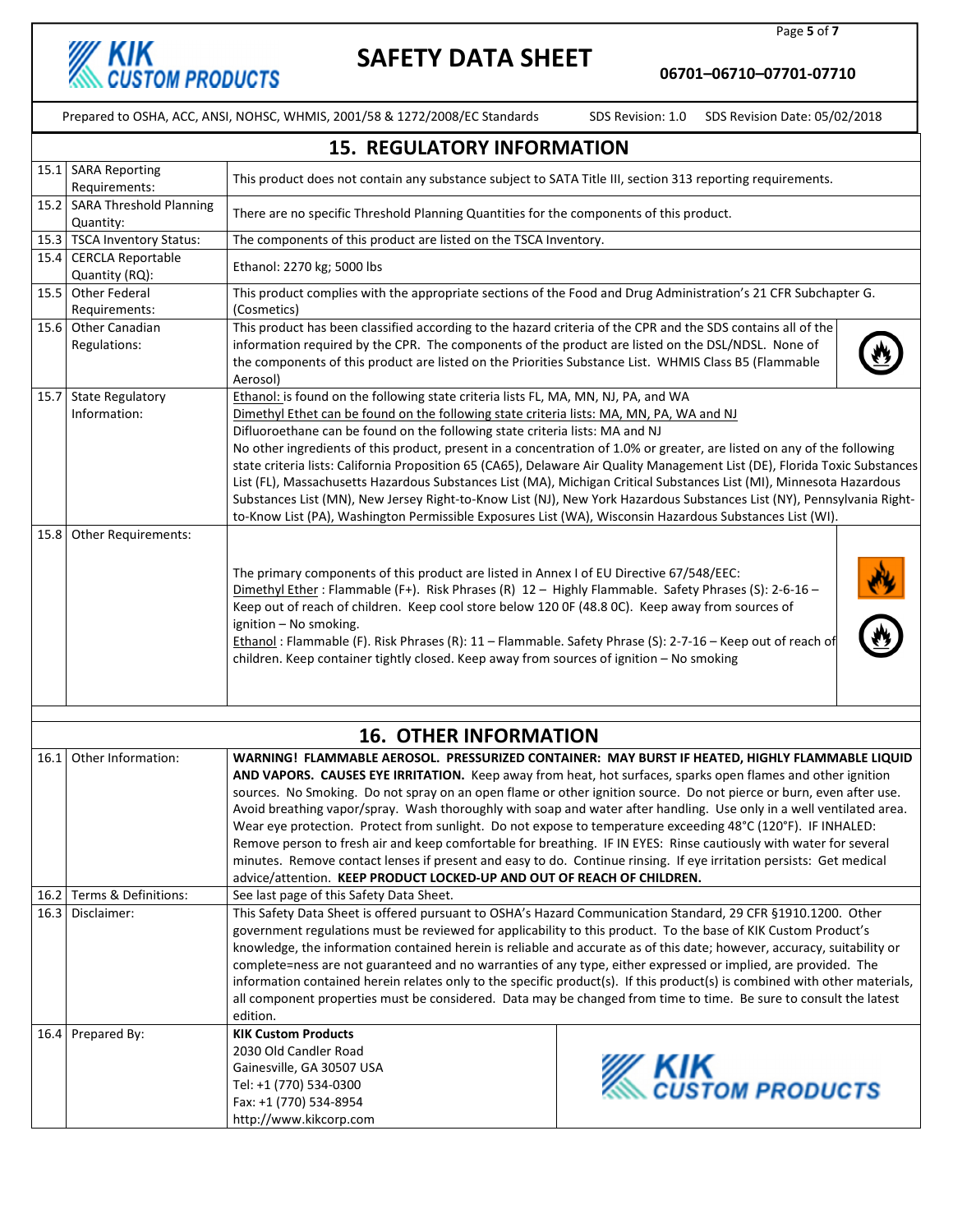# SAFETY DATA SHEET

06701–06710–07701-07710

Prepared to OSHA, ACC, ANSI, NOHSC, WHMIS, 2001/58 & 1272/2008/EC Standards | SDS Revision: 1.0 | SDS Revision Date: 05/02/2018

## 15. REGULATORY INFORMATION

| | | |
|---|---|---|
| 15.1 | SARA Reporting Requirements: | This product does not contain any substance subject to SATA Title III, section 313 reporting requirements. |
| 15.2 | SARA Threshold Planning Quantity: | There are no specific Threshold Planning Quantities for the components of this product. |
| 15.3 | TSCA Inventory Status: | The components of this product are listed on the TSCA Inventory. |
| 15.4 | CERCLA Reportable Quantity (RQ): | Ethanol: 2270 kg; 5000 lbs |
| 15.5 | Other Federal Requirements: | This product complies with the appropriate sections of the Food and Drug Administration's 21 CFR Subchapter G. (Cosmetics) |
| 15.6 | Other Canadian Regulations: | This product has been classified according to the hazard criteria of the CPR and the SDS contains all of the information required by the CPR. The components of the product are listed on the DSL/NDSL. None of the components of this product are listed on the Priorities Substance List. WHMIS Class B5 (Flammable Aerosol) |
| 15.7 | State Regulatory Information: | Ethanol: is found on the following state criteria lists FL, MA, MN, NJ, PA, and WA<br>Dimethyl Ethet can be found on the following state criteria lists: MA, MN, PA, WA and NJ<br>Difluoroethane can be found on the following state criteria lists: MA and NJ<br>No other ingredients of this product, present in a concentration of 1.0% or greater, are listed on any of the following state criteria lists: California Proposition 65 (CA65), Delaware Air Quality Management List (DE), Florida Toxic Substances List (FL), Massachusetts Hazardous Substances List (MA), Michigan Critical Substances List (MI), Minnesota Hazardous Substances List (MN), New Jersey Right-to-Know List (NJ), New York Hazardous Substances List (NY), Pennsylvania Right-to-Know List (PA), Washington Permissible Exposures List (WA), Wisconsin Hazardous Substances List (WI). |
| 15.8 | Other Requirements: | The primary components of this product are listed in Annex I of EU Directive 67/548/EEC:<br>Dimethyl Ether : Flammable (F+). Risk Phrases (R) 12 – Highly Flammable. Safety Phrases (S): 2-6-16 – Keep out of reach of children. Keep cool store below 120 0F (48.8 0C). Keep away from sources of ignition – No smoking.<br>Ethanol : Flammable (F). Risk Phrases (R): 11 – Flammable. Safety Phrase (S): 2-7-16 – Keep out of reach of children. Keep container tightly closed. Keep away from sources of ignition – No smoking |

## 16. OTHER INFORMATION

| | | |
|---|---|---|
| 16.1 | Other Information: | **WARNING! FLAMMABLE AEROSOL. PRESSURIZED CONTAINER: MAY BURST IF HEATED, HIGHLY FLAMMABLE LIQUID AND VAPORS. CAUSES EYE IRRITATION.** Keep away from heat, hot surfaces, sparks open flames and other ignition sources. No Smoking. Do not spray on an open flame or other ignition source. Do not pierce or burn, even after use. Avoid breathing vapor/spray. Wash thoroughly with soap and water after handling. Use only in a well ventilated area. Wear eye protection. Protect from sunlight. Do not expose to temperature exceeding 48°C (120°F). IF INHALED: Remove person to fresh air and keep comfortable for breathing. IF IN EYES: Rinse cautiously with water for several minutes. Remove contact lenses if present and easy to do. Continue rinsing. If eye irritation persists: Get medical advice/attention. **KEEP PRODUCT LOCKED-UP AND OUT OF REACH OF CHILDREN.** |
| 16.2 | Terms & Definitions: | See last page of this Safety Data Sheet. |
| 16.3 | Disclaimer: | This Safety Data Sheet is offered pursuant to OSHA's Hazard Communication Standard, 29 CFR §1910.1200. Other government regulations must be reviewed for applicability to this product. To the base of KIK Custom Product's knowledge, the information contained herein is reliable and accurate as of this date; however, accuracy, suitability or complete=ness are not guaranteed and no warranties of any type, either expressed or implied, are provided. The information contained herein relates only to the specific product(s). If this product(s) is combined with other materials, all component properties must be considered. Data may be changed from time to time. Be sure to consult the latest edition. |
| 16.4 | Prepared By: | **KIK Custom Products**<br>2030 Old Candler Road<br>Gainesville, GA 30507 USA<br>Tel: +1 (770) 534-0300<br>Fax: +1 (770) 534-8954<br>http://www.kikcorp.com |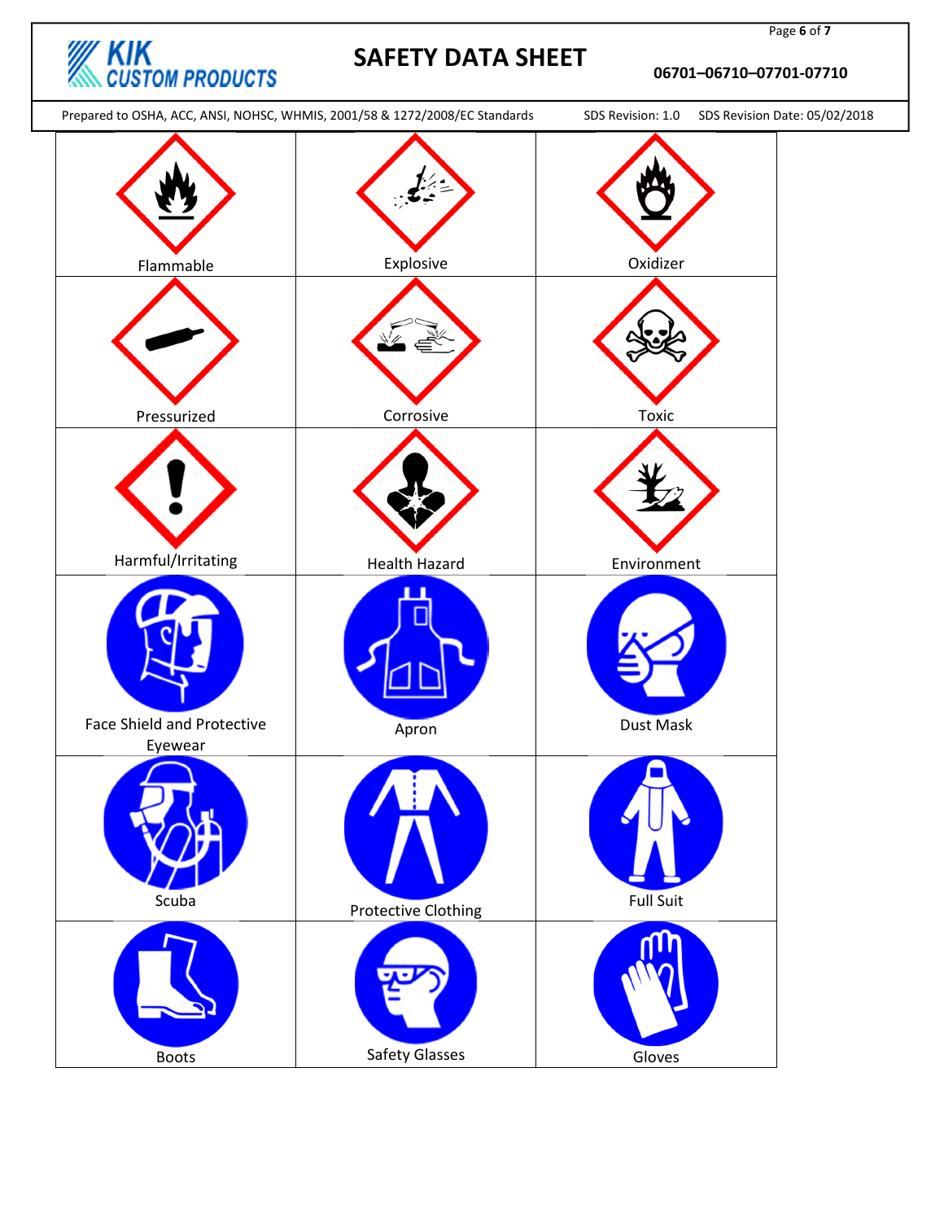| | | |
|---|---|---|
| Flammable | Explosive | Oxidizer |
| Pressurized | Corrosive | Toxic |
| Harmful/Irritating | Health Hazard | Environment |
| Face Shield and Protective Eyewear | Apron | Dust Mask |
| Scuba | Protective Clothing | Full Suit |
| Boots | Safety Glasses | Gloves |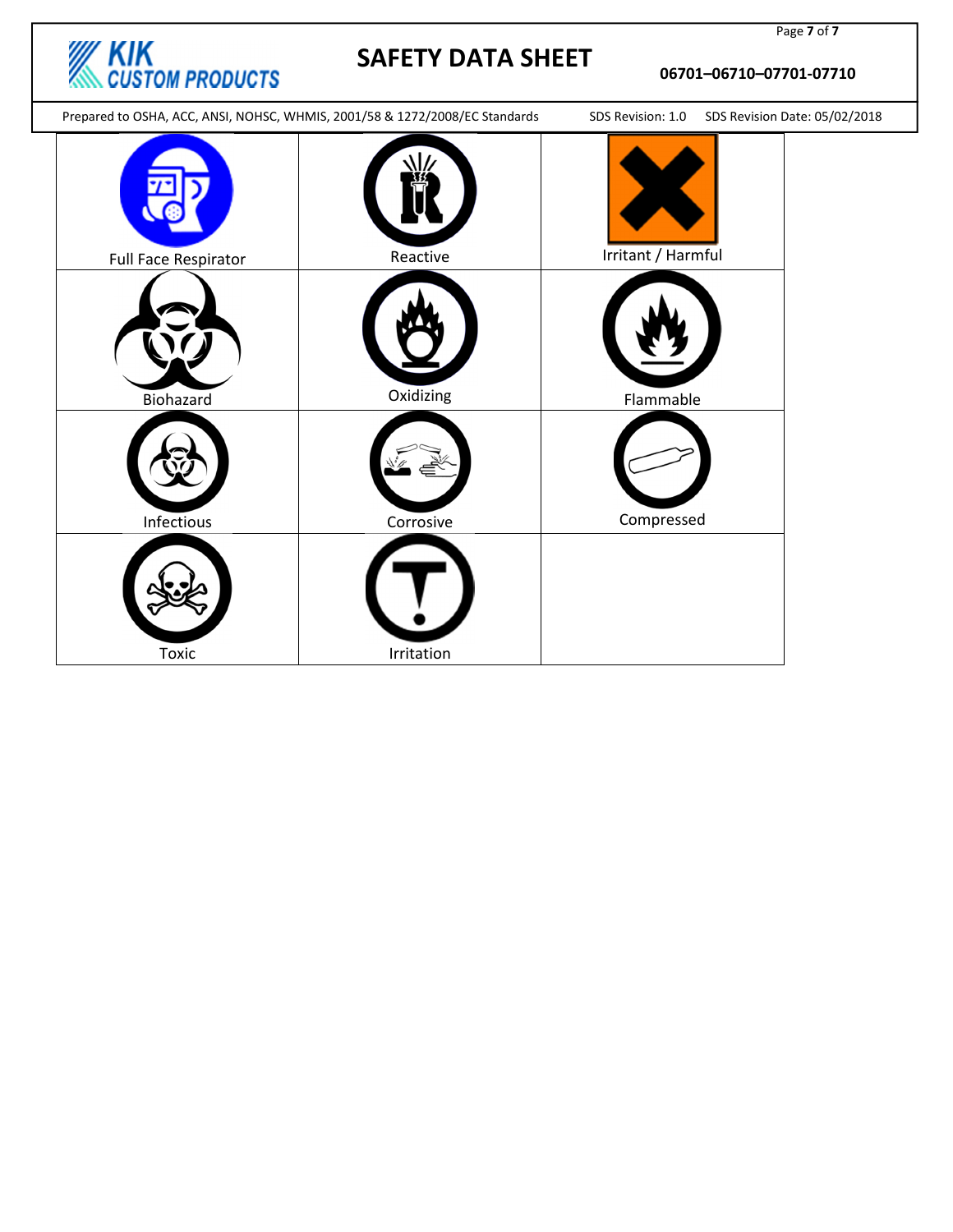| | | |
|---|---|---|
| Full Face Respirator | Reactive | Irritant / Harmful |
| Biohazard | Oxidizing | Flammable |
| Infectious | Corrosive | Compressed |
| Toxic | Irritation | |